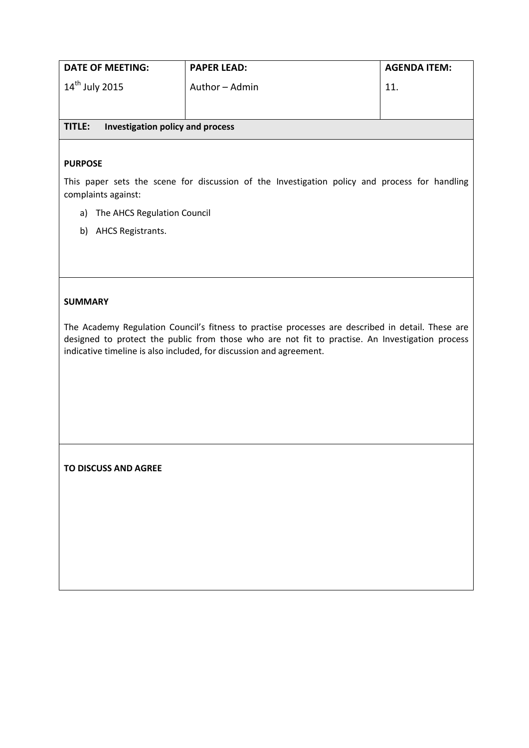| DATE OF MEETING: | PAPER LEAD: | AGENDA ITEM: |
|---|---|---|
| 14th July 2015 | Author – Admin | 11. |

**TITLE: Investigation policy and process**

**PURPOSE**

This paper sets the scene for discussion of the Investigation policy and process for handling complaints against:

a) The AHCS Regulation Council

b) AHCS Registrants.

**SUMMARY**

The Academy Regulation Council's fitness to practise processes are described in detail. These are designed to protect the public from those who are not fit to practise. An Investigation process indicative timeline is also included, for discussion and agreement.

**TO DISCUSS AND AGREE**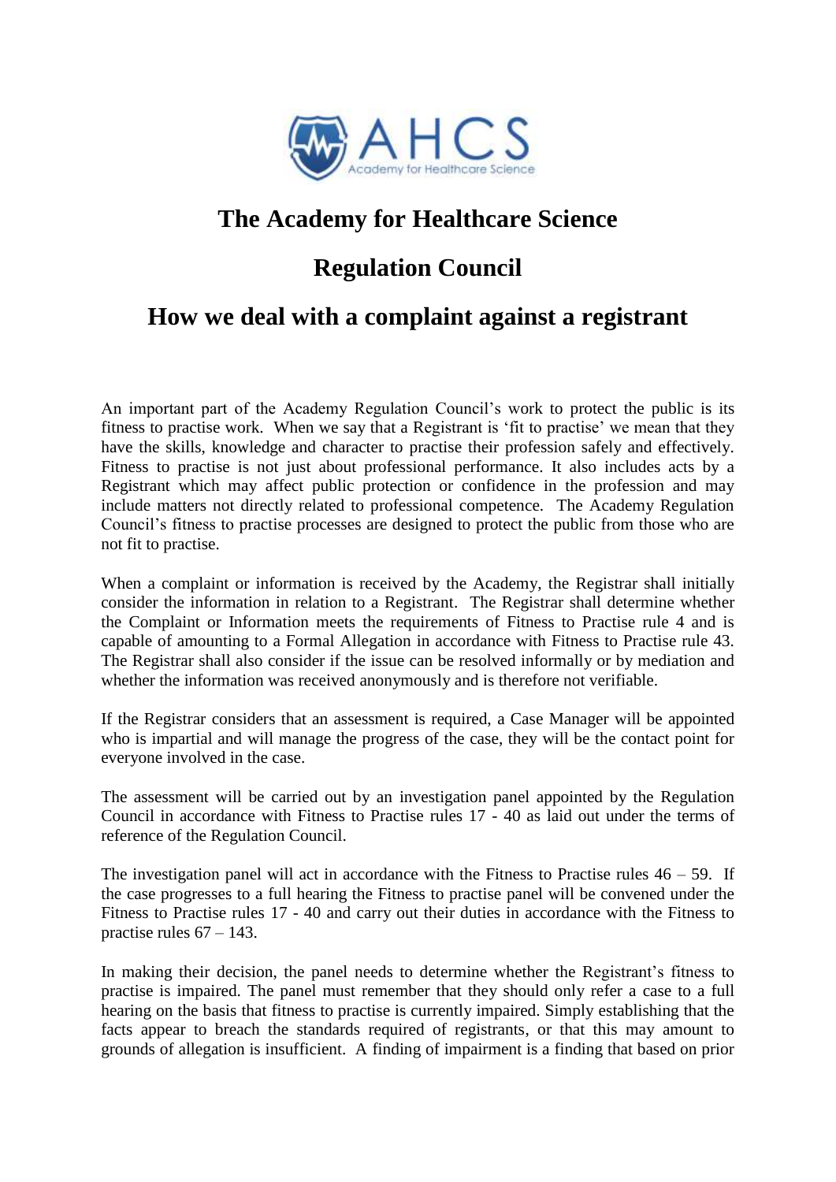# The Academy for Healthcare Science

# Regulation Council

# How we deal with a complaint against a registrant

An important part of the Academy Regulation Council's work to protect the public is its fitness to practise work. When we say that a Registrant is 'fit to practise' we mean that they have the skills, knowledge and character to practise their profession safely and effectively. Fitness to practise is not just about professional performance. It also includes acts by a Registrant which may affect public protection or confidence in the profession and may include matters not directly related to professional competence. The Academy Regulation Council's fitness to practise processes are designed to protect the public from those who are not fit to practise.

When a complaint or information is received by the Academy, the Registrar shall initially consider the information in relation to a Registrant. The Registrar shall determine whether the Complaint or Information meets the requirements of Fitness to Practise rule 4 and is capable of amounting to a Formal Allegation in accordance with Fitness to Practise rule 43. The Registrar shall also consider if the issue can be resolved informally or by mediation and whether the information was received anonymously and is therefore not verifiable.

If the Registrar considers that an assessment is required, a Case Manager will be appointed who is impartial and will manage the progress of the case, they will be the contact point for everyone involved in the case.

The assessment will be carried out by an investigation panel appointed by the Regulation Council in accordance with Fitness to Practise rules 17 - 40 as laid out under the terms of reference of the Regulation Council.

The investigation panel will act in accordance with the Fitness to Practise rules 46 – 59. If the case progresses to a full hearing the Fitness to practise panel will be convened under the Fitness to Practise rules 17 - 40 and carry out their duties in accordance with the Fitness to practise rules 67 – 143.

In making their decision, the panel needs to determine whether the Registrant's fitness to practise is impaired. The panel must remember that they should only refer a case to a full hearing on the basis that fitness to practise is currently impaired. Simply establishing that the facts appear to breach the standards required of registrants, or that this may amount to grounds of allegation is insufficient. A finding of impairment is a finding that based on prior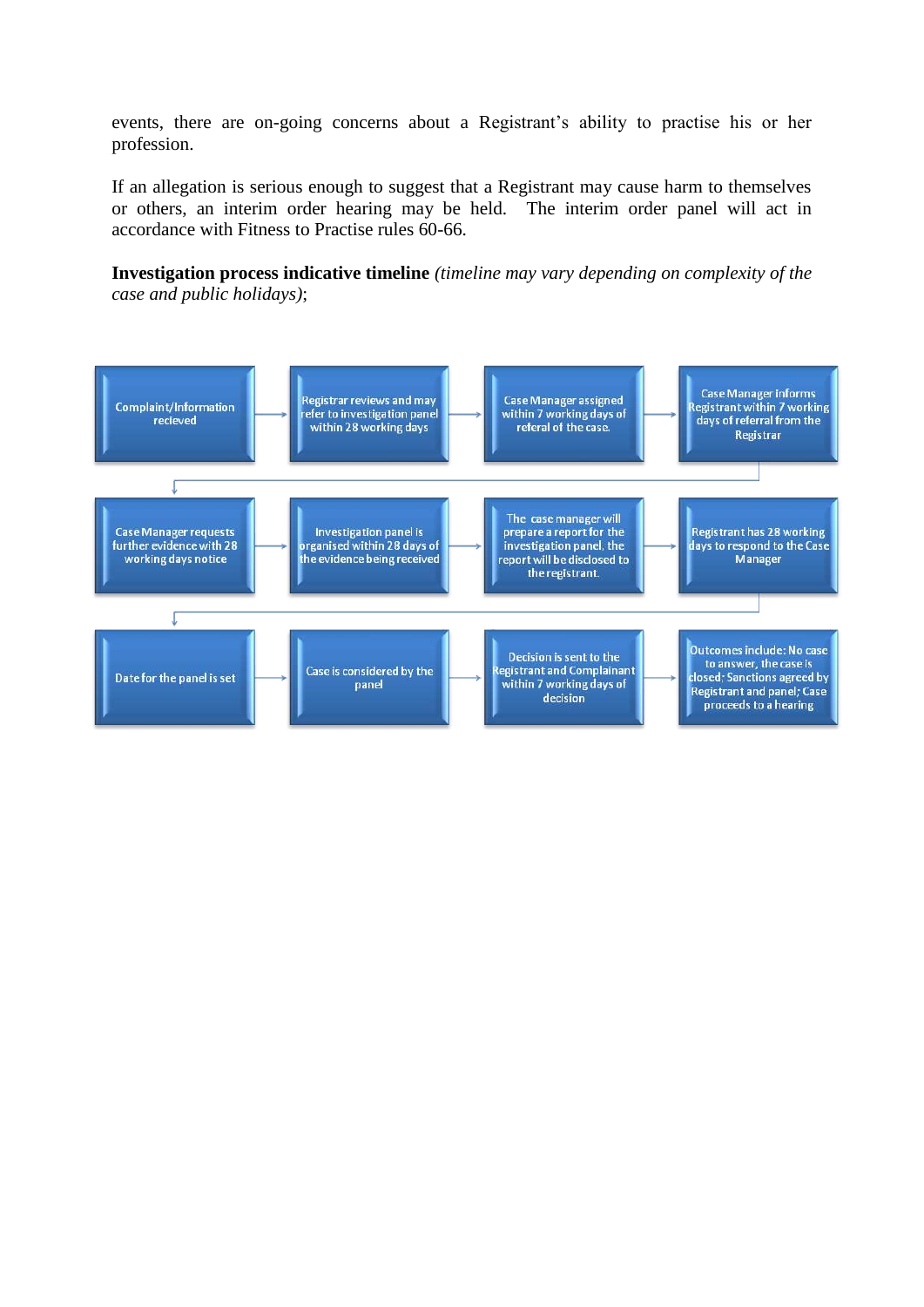events, there are on-going concerns about a Registrant's ability to practise his or her profession.

If an allegation is serious enough to suggest that a Registrant may cause harm to themselves or others, an interim order hearing may be held. The interim order panel will act in accordance with Fitness to Practise rules 60-66.

**Investigation process indicative timeline** *(timeline may vary depending on complexity of the case and public holidays)*;

Complaint/Information recieved

Registrar reviews and may refer to investigation panel within 28 working days

Case Manager assigned within 7 working days of referal of the case.

Case Manager informs Registrant within 7 working days of referral from the Registrar

Case Manager requests further evidence with 28 working days notice

Investigation panel is organised within 28 days of the evidence being received

The case manager will prepare a report for the investigation panel, the report will be disclosed to the registrant.

Registrant has 28 working days to respond to the Case Manager

Date for the panel is set

Case is considered by the panel

Decision is sent to the Registrant and Complainant within 7 working days of decision

Outcomes include: No case to answer, the case is closed; Sanctions agreed by Registrant and panel; Case proceeds to a hearing